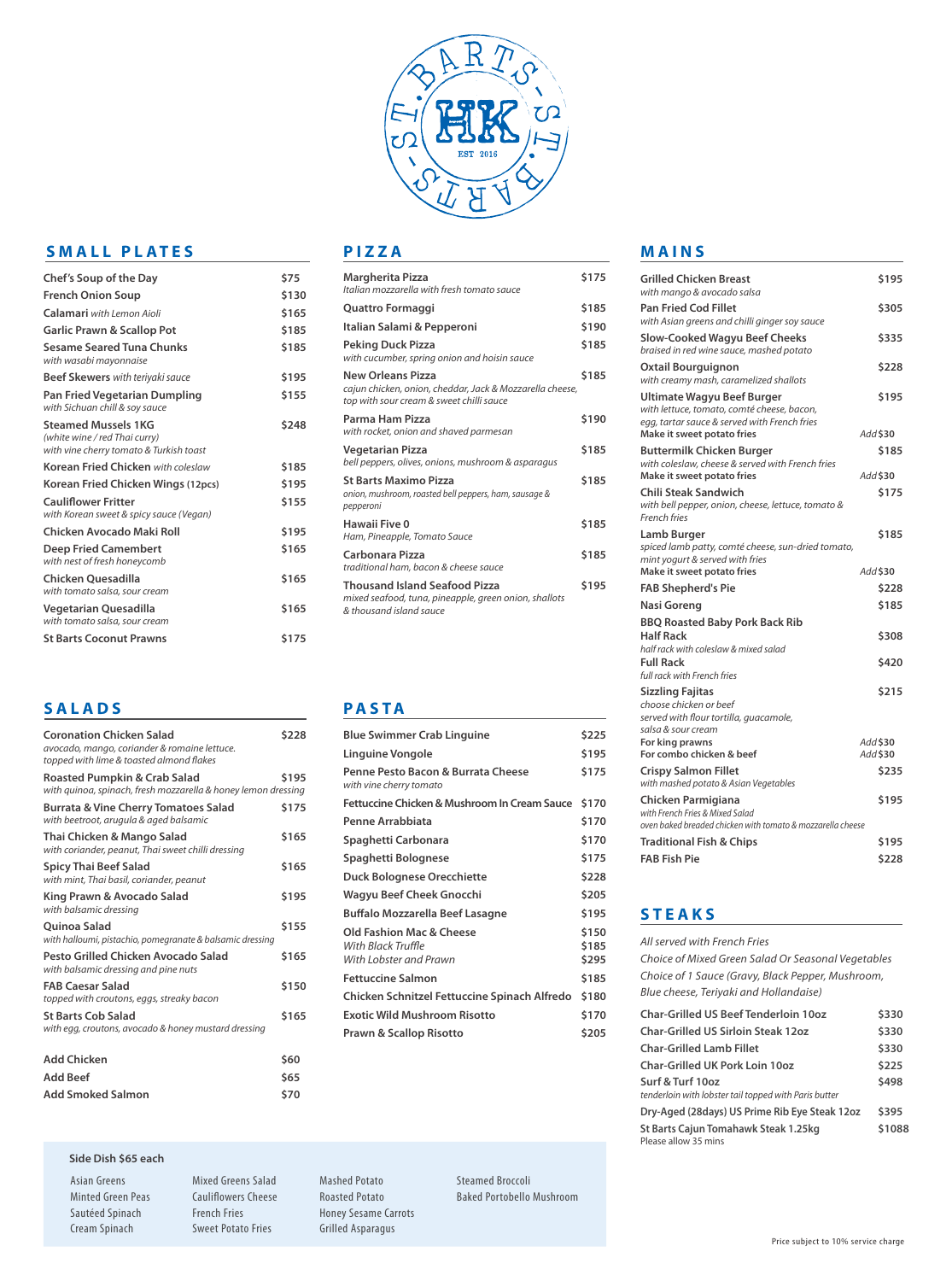ST. BARTS · ST. BARTS · HK · EST 2016

## SMALL PLATES

| Item | Price |
|---|---|
| **Chef's Soup of the Day** | $75 |
| **French Onion Soup** | $130 |
| **Calamari** *with Lemon Aioli* | $165 |
| **Garlic Prawn & Scallop Pot** | $185 |
| **Sesame Seared Tuna Chunks** *with wasabi mayonnaise* | $185 |
| **Beef Skewers** *with teriyaki sauce* | $195 |
| **Pan Fried Vegetarian Dumpling** *with Sichuan chill & soy sauce* | $155 |
| **Steamed Mussels 1KG** *(white wine / red Thai curry) with vine cherry tomato & Turkish toast* | $248 |
| **Korean Fried Chicken** *with coleslaw* | $185 |
| **Korean Fried Chicken Wings (12pcs)** | $195 |
| **Cauliflower Fritter** *with Korean sweet & spicy sauce (Vegan)* | $155 |
| **Chicken Avocado Maki Roll** | $195 |
| **Deep Fried Camembert** *with nest of fresh honeycomb* | $165 |
| **Chicken Quesadilla** *with tomato salsa, sour cream* | $165 |
| **Vegetarian Quesadilla** *with tomato salsa, sour cream* | $165 |
| **St Barts Coconut Prawns** | $175 |

## SALADS

| Item | Price |
|---|---|
| **Coronation Chicken Salad** *avocado, mango, coriander & romaine lettuce. topped with lime & toasted almond flakes* | $228 |
| **Roasted Pumpkin & Crab Salad** *with quinoa, spinach, fresh mozzarella & honey lemon dressing* | $195 |
| **Burrata & Vine Cherry Tomatoes Salad** *with beetroot, arugula & aged balsamic* | $175 |
| **Thai Chicken & Mango Salad** *with coriander, peanut, Thai sweet chilli dressing* | $165 |
| **Spicy Thai Beef Salad** *with mint, Thai basil, coriander, peanut* | $165 |
| **King Prawn & Avocado Salad** *with balsamic dressing* | $195 |
| **Quinoa Salad** *with halloumi, pistachio, pomegranate & balsamic dressing* | $155 |
| **Pesto Grilled Chicken Avocado Salad** *with balsamic dressing and pine nuts* | $165 |
| **FAB Caesar Salad** *topped with croutons, eggs, streaky bacon* | $150 |
| **St Barts Cob Salad** *with egg, croutons, avocado & honey mustard dressing* | $165 |

| Item | Price |
|---|---|
| **Add Chicken** | $60 |
| **Add Beef** | $65 |
| **Add Smoked Salmon** | $70 |

## PIZZA

| Item | Price |
|---|---|
| **Margherita Pizza** *Italian mozzarella with fresh tomato sauce* | $175 |
| **Quattro Formaggi** | $185 |
| **Italian Salami & Pepperoni** | $190 |
| **Peking Duck Pizza** *with cucumber, spring onion and hoisin sauce* | $185 |
| **New Orleans Pizza** *cajun chicken, onion, cheddar, Jack & Mozzarella cheese, top with sour cream & sweet chilli sauce* | $185 |
| **Parma Ham Pizza** *with rocket, onion and shaved parmesan* | $190 |
| **Vegetarian Pizza** *bell peppers, olives, onions, mushroom & asparagus* | $185 |
| **St Barts Maximo Pizza** *onion, mushroom, roasted bell peppers, ham, sausage & pepperoni* | $185 |
| **Hawaii Five 0** *Ham, Pineapple, Tomato Sauce* | $185 |
| **Carbonara Pizza** *traditional ham, bacon & cheese sauce* | $185 |
| **Thousand Island Seafood Pizza** *mixed seafood, tuna, pineapple, green onion, shallots & thousand island sauce* | $195 |

## PASTA

| Item | Price |
|---|---|
| **Blue Swimmer Crab Linguine** | $225 |
| **Linguine Vongole** | $195 |
| **Penne Pesto Bacon & Burrata Cheese** *with vine cherry tomato* | $175 |
| **Fettuccine Chicken & Mushroom In Cream Sauce** | $170 |
| **Penne Arrabbiata** | $170 |
| **Spaghetti Carbonara** | $170 |
| **Spaghetti Bolognese** | $175 |
| **Duck Bolognese Orecchiette** | $228 |
| **Wagyu Beef Cheek Gnocchi** | $205 |
| **Buffalo Mozzarella Beef Lasagne** | $195 |
| **Old Fashion Mac & Cheese** | $150 |
| *With Black Truffle* | $185 |
| *With Lobster and Prawn* | $295 |
| **Fettuccine Salmon** | $185 |
| **Chicken Schnitzel Fettuccine Spinach Alfredo** | $180 |
| **Exotic Wild Mushroom Risotto** | $170 |
| **Prawn & Scallop Risotto** | $205 |

## MAINS

| Item | Price |
|---|---|
| **Grilled Chicken Breast** *with mango & avocado salsa* | $195 |
| **Pan Fried Cod Fillet** *with Asian greens and chilli ginger soy sauce* | $305 |
| **Slow-Cooked Wagyu Beef Cheeks** *braised in red wine sauce, mashed potato* | $335 |
| **Oxtail Bourguignon** *with creamy mash, caramelized shallots* | $228 |
| **Ultimate Wagyu Beef Burger** *with lettuce, tomato, comté cheese, bacon, egg, tartar sauce & served with French fries* | $195 |
| **Make it sweet potato fries** | *Add* $30 |
| **Buttermilk Chicken Burger** *with coleslaw, cheese & served with French fries* | $185 |
| **Make it sweet potato fries** | *Add* $30 |
| **Chili Steak Sandwich** *with bell pepper, onion, cheese, lettuce, tomato & French fries* | $175 |
| **Lamb Burger** *spiced lamb patty, comté cheese, sun-dried tomato, mint yogurt & served with fries* | $185 |
| **Make it sweet potato fries** | *Add* $30 |
| **FAB Shepherd's Pie** | $228 |
| **Nasi Goreng** | $185 |
| **BBQ Roasted Baby Pork Back Rib** | |
| **Half Rack** *half rack with coleslaw & mixed salad* | $308 |
| **Full Rack** *full rack with French fries* | $420 |
| **Sizzling Fajitas** *choose chicken or beef served with flour tortilla, guacamole, salsa & sour cream* | $215 |
| **For king prawns** | *Add* $30 |
| **For combo chicken & beef** | *Add* $30 |
| **Crispy Salmon Fillet** *with mashed potato & Asian Vegetables* | $235 |
| **Chicken Parmigiana** *with French Fries & Mixed Salad, oven baked breaded chicken with tomato & mozzarella cheese* | $195 |
| **Traditional Fish & Chips** | $195 |
| **FAB Fish Pie** | $228 |

## STEAKS

*All served with French Fries*
*Choice of Mixed Green Salad Or Seasonal Vegetables*
*Choice of 1 Sauce (Gravy, Black Pepper, Mushroom, Blue cheese, Teriyaki and Hollandaise)*

| Item | Price |
|---|---|
| **Char-Grilled US Beef Tenderloin 10oz** | $330 |
| **Char-Grilled US Sirloin Steak 12oz** | $330 |
| **Char-Grilled Lamb Fillet** | $330 |
| **Char-Grilled UK Pork Loin 10oz** | $225 |
| **Surf & Turf 10oz** *tenderloin with lobster tail topped with Paris butter* | $498 |
| **Dry-Aged (28days) US Prime Rib Eye Steak 12oz** | $395 |
| **St Barts Cajun Tomahawk Steak 1.25kg** Please allow 35 mins | $1088 |

### Side Dish $65 each

- Asian Greens
- Minted Green Peas
- Sautéed Spinach
- Cream Spinach
- Mixed Greens Salad
- Cauliflowers Cheese
- French Fries
- Sweet Potato Fries
- Mashed Potato
- Roasted Potato
- Honey Sesame Carrots
- Grilled Asparagus
- Steamed Broccoli
- Baked Portobello Mushroom

Price subject to 10% service charge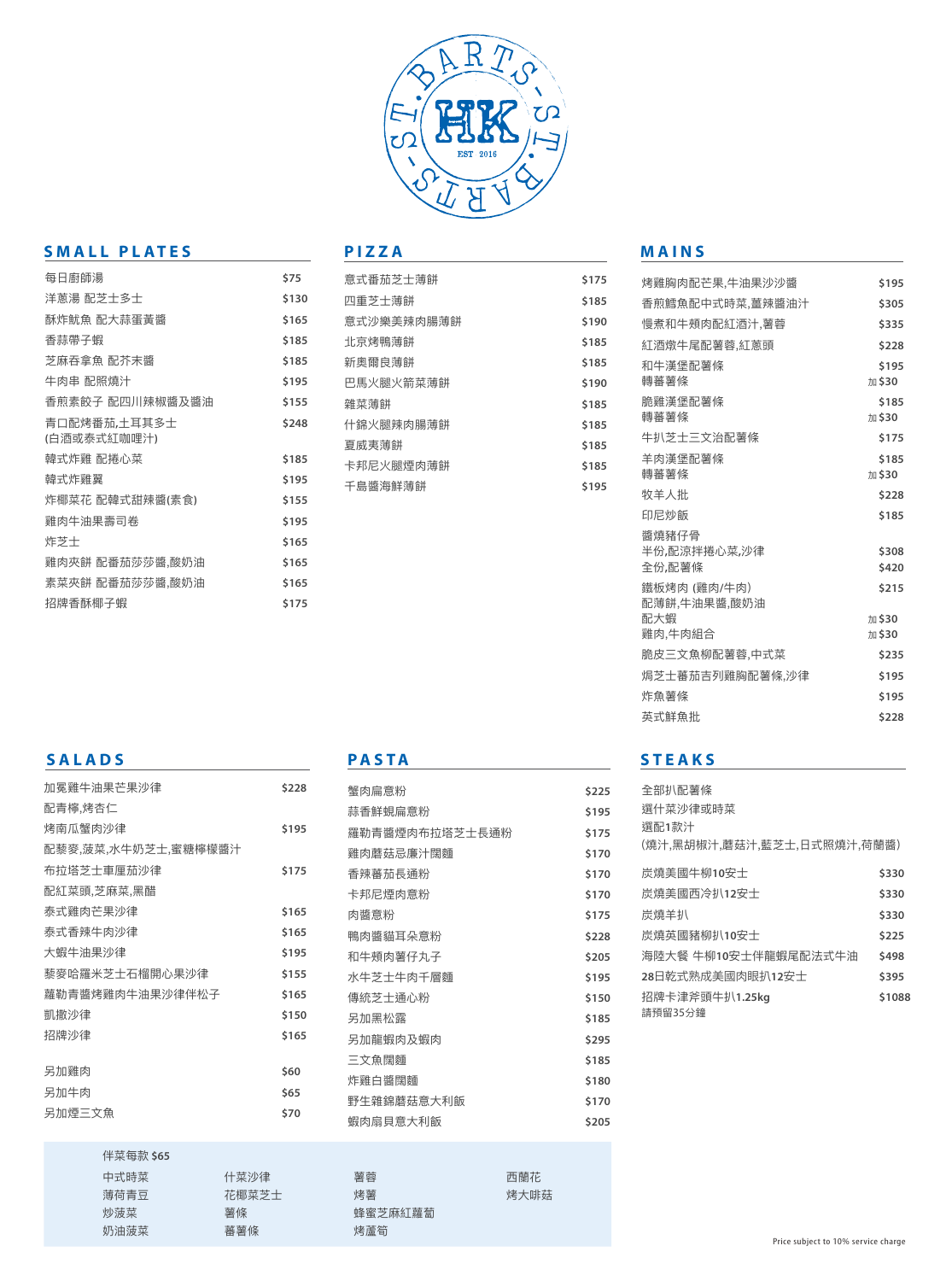ST. BARTS HK EST 2016

## SMALL PLATES

| | |
|---|---|
| 每日廚師湯 | $75 |
| 洋蔥湯 配芝士多士 | $130 |
| 酥炸魷魚 配大蒜蛋黃醬 | $165 |
| 香蒜帶子蝦 | $185 |
| 芝麻吞拿魚 配芥末醬 | $185 |
| 牛肉串 配照燒汁 | $195 |
| 香煎素餃子 配四川辣椒醬及醬油 | $155 |
| 青口配烤番茄,土耳其多士 (白酒或泰式紅咖喱汁) | $248 |
| 韓式炸雞 配捲心菜 | $185 |
| 韓式炸雞翼 | $195 |
| 炸椰菜花 配韓式甜辣醬(素食) | $155 |
| 雞肉牛油果壽司卷 | $195 |
| 炸芝士 | $165 |
| 雞肉夾餅 配番茄莎莎醬,酸奶油 | $165 |
| 素菜夾餅 配番茄莎莎醬,酸奶油 | $165 |
| 招牌香酥椰子蝦 | $175 |

## PIZZA

| | |
|---|---|
| 意式番茄芝士薄餅 | $175 |
| 四重芝士薄餅 | $185 |
| 意式沙樂美辣肉腸薄餅 | $190 |
| 北京烤鴨薄餅 | $185 |
| 新奧爾良薄餅 | $185 |
| 巴馬火腿火箭菜薄餅 | $190 |
| 雜菜薄餅 | $185 |
| 什錦火腿辣肉腸薄餅 | $185 |
| 夏威夷薄餅 | $185 |
| 卡邦尼火腿煙肉薄餅 | $185 |
| 千島醬海鮮薄餅 | $195 |

## MAINS

| | |
|---|---|
| 烤雞胸肉配芒果,牛油果沙沙醬 | $195 |
| 香煎鱈魚配中式時菜,薑辣醬油汁 | $305 |
| 慢煮和牛頰肉配紅酒汁,薯蓉 | $335 |
| 紅酒燉牛尾配薯蓉,紅蔥頭 | $228 |
| 和牛漢堡配薯條 | $195 |
| 轉蕃薯條 | 加$30 |
| 脆雞漢堡配薯條 | $185 |
| 轉蕃薯條 | 加$30 |
| 牛扒芝士三文治配薯條 | $175 |
| 羊肉漢堡配薯條 | $185 |
| 轉蕃薯條 | 加$30 |
| 牧羊人批 | $228 |
| 印尼炒飯 | $185 |
| 醬燒豬仔骨 | |
| 半份,配涼拌捲心菜,沙律 | $308 |
| 全份,配薯條 | $420 |
| 鐵板烤肉 (雞肉/牛肉) 配薄餅,牛油果醬,酸奶油 | $215 |
| 配大蝦 | 加$30 |
| 雞肉,牛肉組合 | 加$30 |
| 脆皮三文魚柳配薯蓉,中式菜 | $235 |
| 焗芝士蕃茄吉列雞胸配薯條,沙律 | $195 |
| 炸魚薯條 | $195 |
| 英式鮮魚批 | $228 |

## SALADS

| | |
|---|---|
| 加冕雞牛油果芒果沙律 配青檸,烤杏仁 | $228 |
| 烤南瓜蟹肉沙律 配藜麥,菠菜,水牛奶芝士,蜜糖檸檬醬汁 | $195 |
| 布拉塔芝士車厘茄沙律 配紅菜頭,芝麻菜,黑醋 | $175 |
| 泰式雞肉芒果沙律 | $165 |
| 泰式香辣牛肉沙律 | $165 |
| 大蝦牛油果沙律 | $195 |
| 藜麥哈羅米芝士石榴開心果沙律 | $155 |
| 蘿勒青醬烤雞肉牛油果沙律伴松子 | $165 |
| 凱撒沙律 | $150 |
| 招牌沙律 | $165 |
| 另加雞肉 | $60 |
| 另加牛肉 | $65 |
| 另加煙三文魚 | $70 |

## PASTA

| | |
|---|---|
| 蟹肉扁意粉 | $225 |
| 蒜香鮮蜆扁意粉 | $195 |
| 羅勒青醬煙肉布拉塔芝士長通粉 | $175 |
| 雞肉蘑菇忌廉汁闊麵 | $170 |
| 香辣蕃茄長通粉 | $170 |
| 卡邦尼煙肉意粉 | $170 |
| 肉醬意粉 | $175 |
| 鴨肉醬貓耳朵意粉 | $228 |
| 和牛頰肉薯仔丸子 | $205 |
| 水牛芝士牛肉千層麵 | $195 |
| 傳統芝士通心粉 | $150 |
| 另加黑松露 | $185 |
| 另加龍蝦肉及蝦肉 | $295 |
| 三文魚闊麵 | $185 |
| 炸雞白醬闊麵 | $180 |
| 野生雜錦蘑菇意大利飯 | $170 |
| 蝦肉扇貝意大利飯 | $205 |

## STEAKS

全部扒配薯條
選什菜沙律或時菜
選配1款汁
(燒汁,黑胡椒汁,蘑菇汁,藍芝士,日式照燒汁,荷蘭醬)

| | |
|---|---|
| 炭燒美國牛柳10安士 | $330 |
| 炭燒美國西冷扒12安士 | $330 |
| 炭燒羊扒 | $330 |
| 炭燒英國豬柳扒10安士 | $225 |
| 海陸大餐 牛柳10安士伴龍蝦尾配法式牛油 | $498 |
| 28日乾式熟成美國肉眼扒12安士 | $395 |
| 招牌卡津斧頭牛扒1.25kg 請預留35分鐘 | $1088 |

伴菜每款 $65

| | | | |
|---|---|---|---|
| 中式時菜 | 什菜沙律 | 薯蓉 | 西蘭花 |
| 薄荷青豆 | 花椰菜芝士 | 烤薯 | 烤大啡菇 |
| 炒菠菜 | 薯條 | 蜂蜜芝麻紅蘿蔔 | |
| 奶油菠菜 | 蕃薯條 | 烤蘆筍 | |

Price subject to 10% service charge